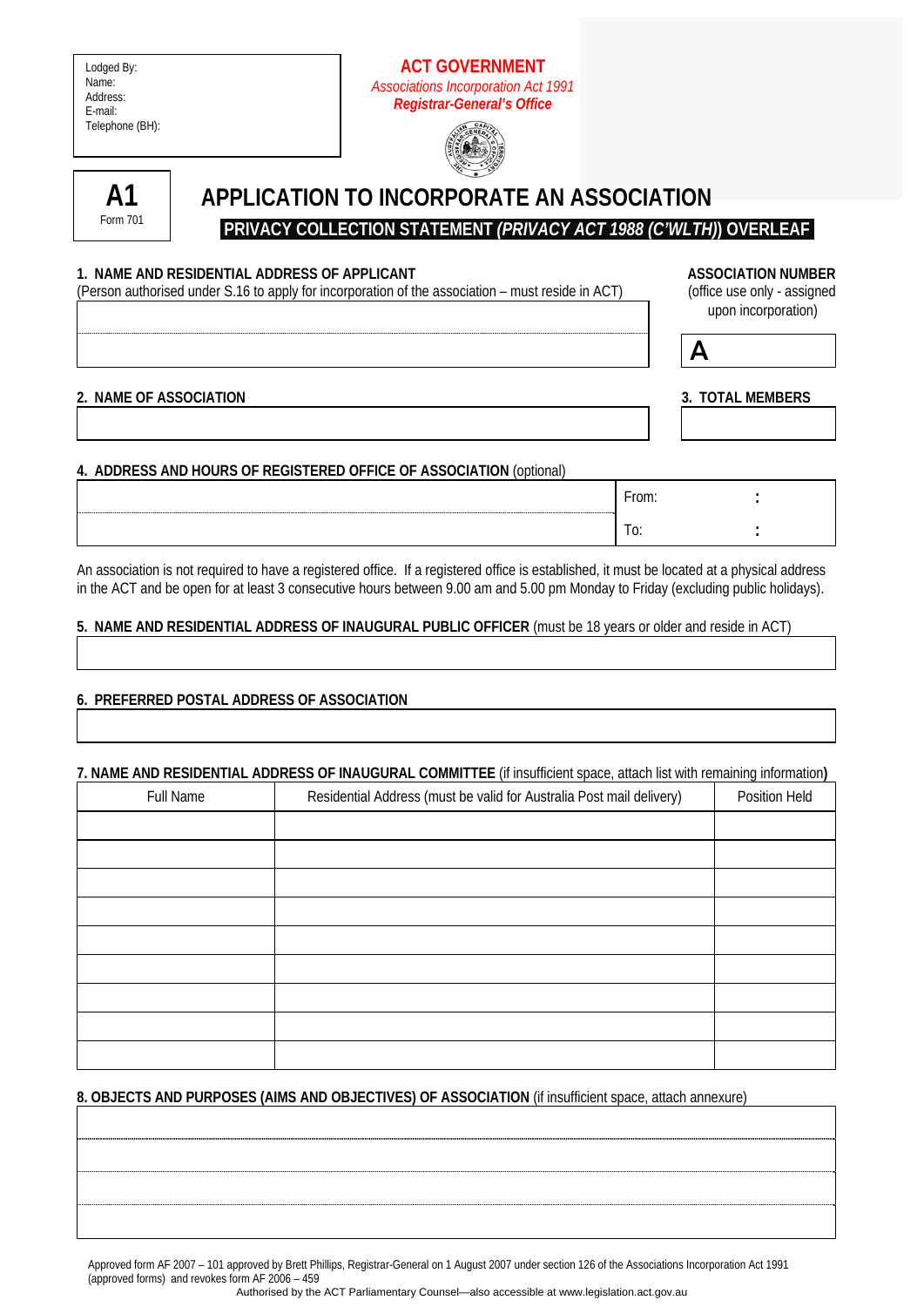Lodged By:
Name:
Address:
E-mail:
Telephone (BH):

**ACT GOVERNMENT**
*Associations Incorporation Act 1991*
***Registrar-General's Office***

**A1**
Form 701

# APPLICATION TO INCORPORATE AN ASSOCIATION

**PRIVACY COLLECTION STATEMENT *(PRIVACY ACT 1988 (C'WLTH)*) OVERLEAF**

**1. NAME AND RESIDENTIAL ADDRESS OF APPLICANT**
(Person authorised under S.16 to apply for incorporation of the association – must reside in ACT)

**ASSOCIATION NUMBER**
(office use only - assigned upon incorporation)

**A**

**2. NAME OF ASSOCIATION**

**3. TOTAL MEMBERS**

**4. ADDRESS AND HOURS OF REGISTERED OFFICE OF ASSOCIATION** (optional)

From: :

To: :

An association is not required to have a registered office. If a registered office is established, it must be located at a physical address in the ACT and be open for at least 3 consecutive hours between 9.00 am and 5.00 pm Monday to Friday (excluding public holidays).

**5. NAME AND RESIDENTIAL ADDRESS OF INAUGURAL PUBLIC OFFICER** (must be 18 years or older and reside in ACT)

**6. PREFERRED POSTAL ADDRESS OF ASSOCIATION**

**7. NAME AND RESIDENTIAL ADDRESS OF INAUGURAL COMMITTEE** (if insufficient space, attach list with remaining information**)**

| Full Name | Residential Address (must be valid for Australia Post mail delivery) | Position Held |
|---|---|---|
| | | |
| | | |
| | | |
| | | |
| | | |
| | | |
| | | |
| | | |
| | | |

**8. OBJECTS AND PURPOSES (AIMS AND OBJECTIVES) OF ASSOCIATION** (if insufficient space, attach annexure)

Approved form AF 2007 – 101 approved by Brett Phillips, Registrar-General on 1 August 2007 under section 126 of the Associations Incorporation Act 1991 (approved forms) and revokes form AF 2006 – 459

Authorised by the ACT Parliamentary Counsel—also accessible at www.legislation.act.gov.au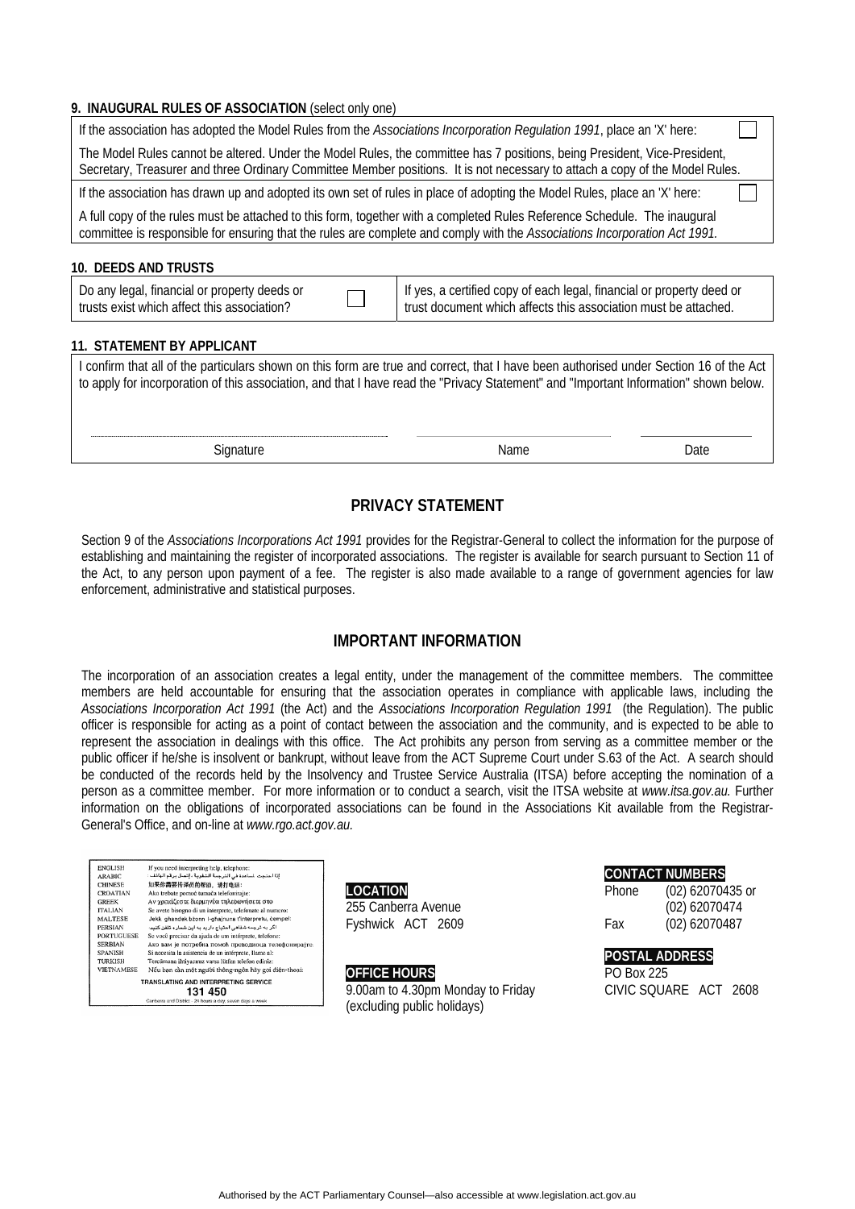## 9. INAUGURAL RULES OF ASSOCIATION (select only one)

| | |
|---|---|
| If the association has adopted the Model Rules from the *Associations Incorporation Regulation 1991*, place an 'X' here: | ☐ |
| The Model Rules cannot be altered. Under the Model Rules, the committee has 7 positions, being President, Vice-President, Secretary, Treasurer and three Ordinary Committee Member positions. It is not necessary to attach a copy of the Model Rules. | |
| If the association has drawn up and adopted its own set of rules in place of adopting the Model Rules, place an 'X' here: | ☐ |
| A full copy of the rules must be attached to this form, together with a completed Rules Reference Schedule. The inaugural committee is responsible for ensuring that the rules are complete and comply with the *Associations Incorporation Act 1991.* | |

## 10. DEEDS AND TRUSTS

| | | |
|---|---|---|
| Do any legal, financial or property deeds or trusts exist which affect this association? | ☐ | If yes, a certified copy of each legal, financial or property deed or trust document which affects this association must be attached. |

## 11. STATEMENT BY APPLICANT

I confirm that all of the particulars shown on this form are true and correct, that I have been authorised under Section 16 of the Act to apply for incorporation of this association, and that I have read the "Privacy Statement" and "Important Information" shown below.

| Signature | Name | Date |
|---|---|---|
| | | |

## PRIVACY STATEMENT

Section 9 of the *Associations Incorporations Act 1991* provides for the Registrar-General to collect the information for the purpose of establishing and maintaining the register of incorporated associations. The register is available for search pursuant to Section 11 of the Act, to any person upon payment of a fee. The register is also made available to a range of government agencies for law enforcement, administrative and statistical purposes.

## IMPORTANT INFORMATION

The incorporation of an association creates a legal entity, under the management of the committee members. The committee members are held accountable for ensuring that the association operates in compliance with applicable laws, including the *Associations Incorporation Act 1991* (the Act) and the *Associations Incorporation Regulation 1991* (the Regulation). The public officer is responsible for acting as a point of contact between the association and the community, and is expected to be able to represent the association in dealings with this office. The Act prohibits any person from serving as a committee member or the public officer if he/she is insolvent or bankrupt, without leave from the ACT Supreme Court under S.63 of the Act. A search should be conducted of the records held by the Insolvency and Trustee Service Australia (ITSA) before accepting the nomination of a person as a committee member. For more information or to conduct a search, visit the ITSA website at *www.itsa.gov.au.* Further information on the obligations of incorporated associations can be found in the Associations Kit available from the Registrar-General's Office, and on-line at *www.rgo.act.gov.au.*

| | |
|---|---|
| ENGLISH | If you need interpreting help, telephone: |
| ARABIC | إذا احتجت لمساعدة في الترجمة الشفوية ، إتصل برقم الهاتف : |
| CHINESE | 如果你需要传译员的帮助，请打电话： |
| CROATIAN | Ako trebate pomoć tumača telefonirajte: |
| GREEK | Αν χρειάζεστε διερμηνέα τηλεφωνήσετε στο |
| ITALIAN | Se avete bisogno di un interprete, telefonate al numero: |
| MALTESE | Jekk għandek bżonn l-għajnuna t'interpretu, ċempel: |
| PERSIAN | اگر به ترجمه شفاهی احتیاج دارید به این شماره تلفن کنید: |
| PORTUGUESE | Se você precisar da ajuda de um intérprete, telefone: |
| SERBIAN | Ако вам је потребна помоћ преводиоца телефонирајте |
| SPANISH | Si necesita la asistencia de un intérprete, llame al: |
| TURKISH | Tercümana ihtiyacınız varsa lütfen telefon ediniz: |
| VIETNAMESE | Nếu bạn cần một người thông-ngôn hãy gọi điện-thoại: |

TRANSLATING AND INTERPRETING SERVICE
**131 450**
Canberra and District - 24 hours a day, seven days a week

**LOCATION**
255 Canberra Avenue
Fyshwick ACT 2609

**OFFICE HOURS**
9.00am to 4.30pm Monday to Friday
(excluding public holidays)

**CONTACT NUMBERS**

| | |
|---|---|
| Phone | (02) 62070435 or (02) 62070474 |
| Fax | (02) 62070487 |

**POSTAL ADDRESS**
PO Box 225
CIVIC SQUARE ACT 2608